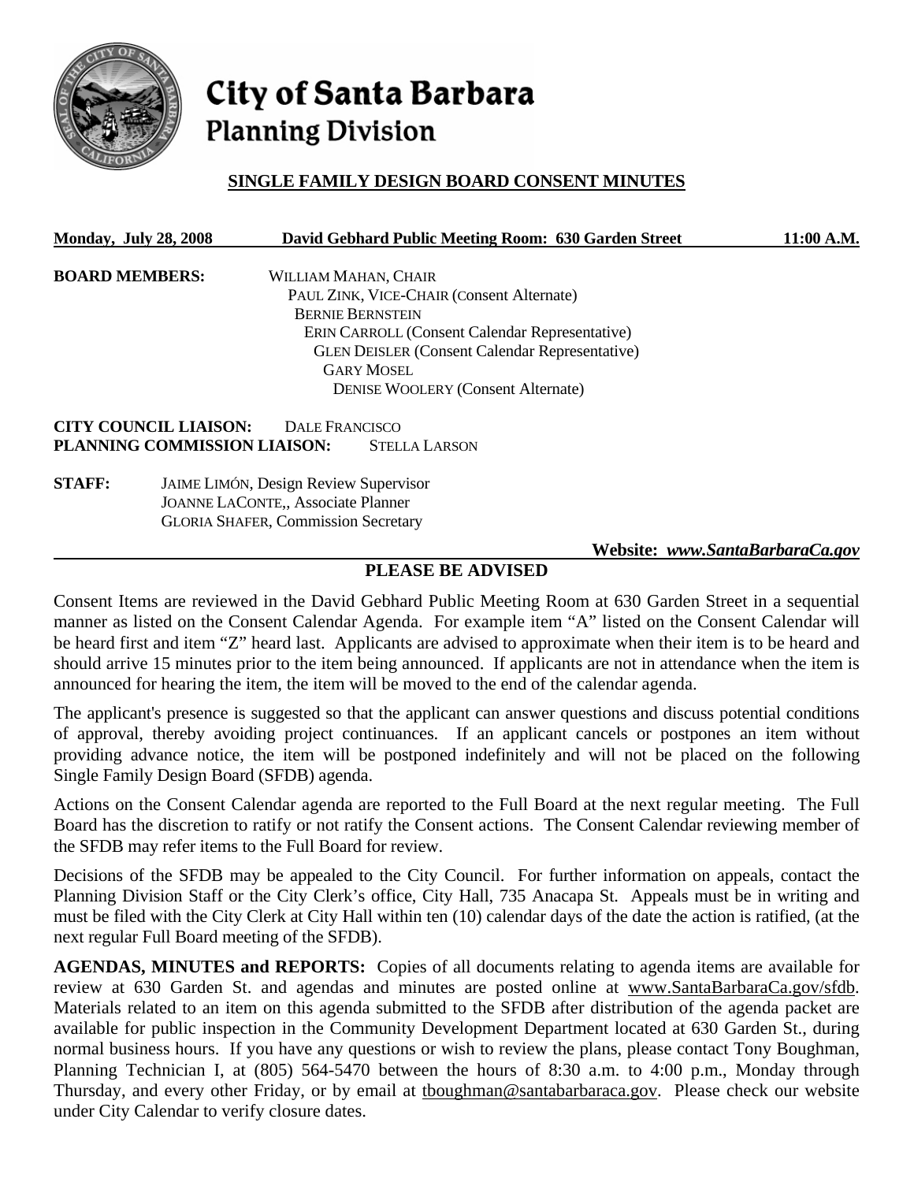# City of Santa Barbara
## Planning Division

**SINGLE FAMILY DESIGN BOARD CONSENT MINUTES**

**Monday, July 28, 2008** **David Gebhard Public Meeting Room: 630 Garden Street** **11:00 A.M.**

**BOARD MEMBERS:**
WILLIAM MAHAN, CHAIR
PAUL ZINK, VICE-CHAIR (Consent Alternate)
BERNIE BERNSTEIN
ERIN CARROLL (Consent Calendar Representative)
GLEN DEISLER (Consent Calendar Representative)
GARY MOSEL
DENISE WOOLERY (Consent Alternate)

**CITY COUNCIL LIAISON:** DALE FRANCISCO
**PLANNING COMMISSION LIAISON:** STELLA LARSON

**STAFF:**
JAIME LIMÓN, Design Review Supervisor
JOANNE LACONTE,, Associate Planner
GLORIA SHAFER, Commission Secretary

**Website:** ***www.SantaBarbaraCa.gov***

**PLEASE BE ADVISED**

Consent Items are reviewed in the David Gebhard Public Meeting Room at 630 Garden Street in a sequential manner as listed on the Consent Calendar Agenda. For example item "A" listed on the Consent Calendar will be heard first and item "Z" heard last. Applicants are advised to approximate when their item is to be heard and should arrive 15 minutes prior to the item being announced. If applicants are not in attendance when the item is announced for hearing the item, the item will be moved to the end of the calendar agenda.

The applicant's presence is suggested so that the applicant can answer questions and discuss potential conditions of approval, thereby avoiding project continuances. If an applicant cancels or postpones an item without providing advance notice, the item will be postponed indefinitely and will not be placed on the following Single Family Design Board (SFDB) agenda.

Actions on the Consent Calendar agenda are reported to the Full Board at the next regular meeting. The Full Board has the discretion to ratify or not ratify the Consent actions. The Consent Calendar reviewing member of the SFDB may refer items to the Full Board for review.

Decisions of the SFDB may be appealed to the City Council. For further information on appeals, contact the Planning Division Staff or the City Clerk's office, City Hall, 735 Anacapa St. Appeals must be in writing and must be filed with the City Clerk at City Hall within ten (10) calendar days of the date the action is ratified, (at the next regular Full Board meeting of the SFDB).

**AGENDAS, MINUTES and REPORTS:** Copies of all documents relating to agenda items are available for review at 630 Garden St. and agendas and minutes are posted online at www.SantaBarbaraCa.gov/sfdb. Materials related to an item on this agenda submitted to the SFDB after distribution of the agenda packet are available for public inspection in the Community Development Department located at 630 Garden St., during normal business hours. If you have any questions or wish to review the plans, please contact Tony Boughman, Planning Technician I, at (805) 564-5470 between the hours of 8:30 a.m. to 4:00 p.m., Monday through Thursday, and every other Friday, or by email at tboughman@santabarbaraca.gov. Please check our website under City Calendar to verify closure dates.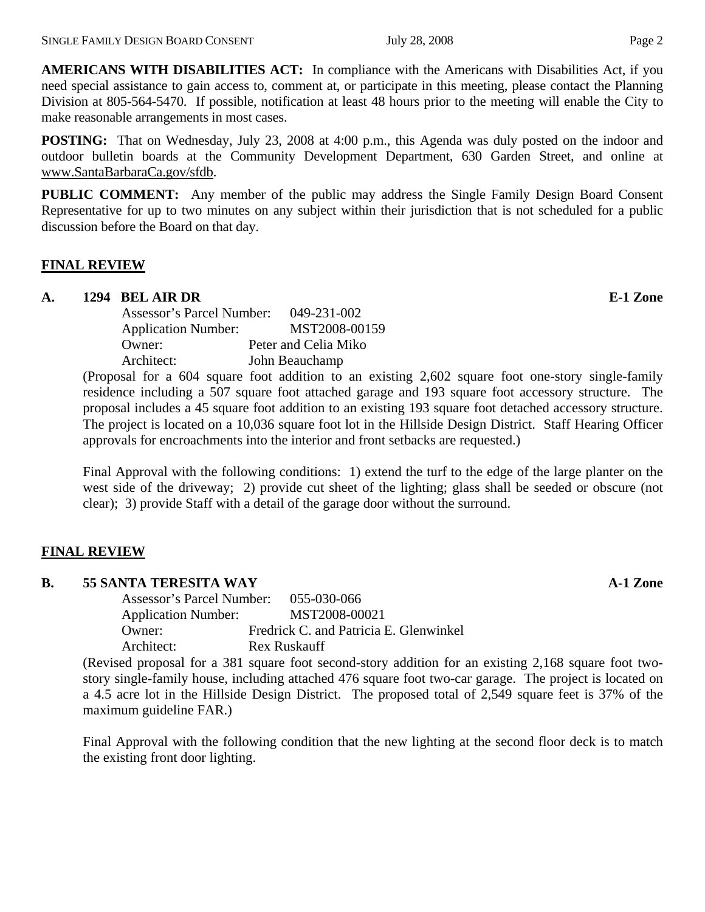**AMERICANS WITH DISABILITIES ACT:** In compliance with the Americans with Disabilities Act, if you need special assistance to gain access to, comment at, or participate in this meeting, please contact the Planning Division at 805-564-5470. If possible, notification at least 48 hours prior to the meeting will enable the City to make reasonable arrangements in most cases.

**POSTING:** That on Wednesday, July 23, 2008 at 4:00 p.m., this Agenda was duly posted on the indoor and outdoor bulletin boards at the Community Development Department, 630 Garden Street, and online at www.SantaBarbaraCa.gov/sfdb.

**PUBLIC COMMENT:** Any member of the public may address the Single Family Design Board Consent Representative for up to two minutes on any subject within their jurisdiction that is not scheduled for a public discussion before the Board on that day.

## FINAL REVIEW

**A. 1294 BEL AIR DR** **E-1 Zone**

Assessor's Parcel Number: 049-231-002
Application Number: MST2008-00159
Owner: Peter and Celia Miko
Architect: John Beauchamp

(Proposal for a 604 square foot addition to an existing 2,602 square foot one-story single-family residence including a 507 square foot attached garage and 193 square foot accessory structure. The proposal includes a 45 square foot addition to an existing 193 square foot detached accessory structure. The project is located on a 10,036 square foot lot in the Hillside Design District. Staff Hearing Officer approvals for encroachments into the interior and front setbacks are requested.)

Final Approval with the following conditions: 1) extend the turf to the edge of the large planter on the west side of the driveway; 2) provide cut sheet of the lighting; glass shall be seeded or obscure (not clear); 3) provide Staff with a detail of the garage door without the surround.

## FINAL REVIEW

**B. 55 SANTA TERESITA WAY** **A-1 Zone**

Assessor's Parcel Number: 055-030-066
Application Number: MST2008-00021
Owner: Fredrick C. and Patricia E. Glenwinkel
Architect: Rex Ruskauff

(Revised proposal for a 381 square foot second-story addition for an existing 2,168 square foot two-story single-family house, including attached 476 square foot two-car garage. The project is located on a 4.5 acre lot in the Hillside Design District. The proposed total of 2,549 square feet is 37% of the maximum guideline FAR.)

Final Approval with the following condition that the new lighting at the second floor deck is to match the existing front door lighting.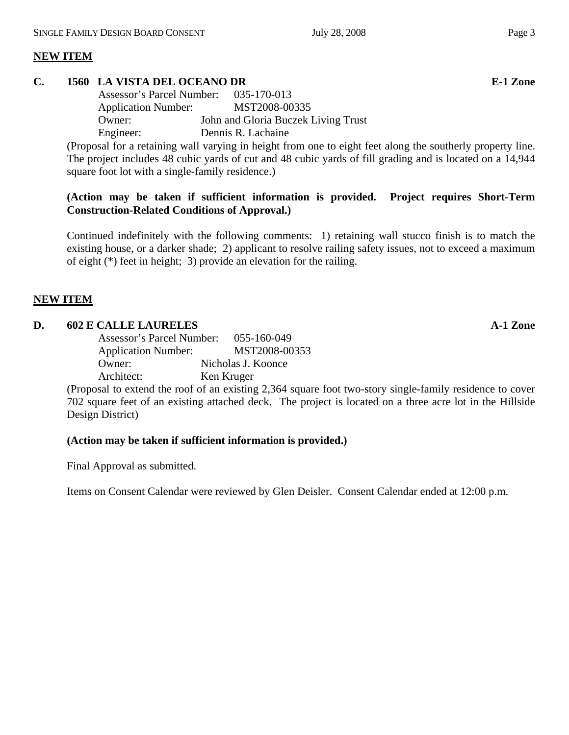**NEW ITEM**

**C. 1560 LA VISTA DEL OCEANO DR** **E-1 Zone**

Assessor's Parcel Number: 035-170-013
Application Number: MST2008-00335
Owner: John and Gloria Buczek Living Trust
Engineer: Dennis R. Lachaine

(Proposal for a retaining wall varying in height from one to eight feet along the southerly property line. The project includes 48 cubic yards of cut and 48 cubic yards of fill grading and is located on a 14,944 square foot lot with a single-family residence.)

**(Action may be taken if sufficient information is provided. Project requires Short-Term Construction-Related Conditions of Approval.)**

Continued indefinitely with the following comments: 1) retaining wall stucco finish is to match the existing house, or a darker shade; 2) applicant to resolve railing safety issues, not to exceed a maximum of eight (*) feet in height; 3) provide an elevation for the railing.

**NEW ITEM**

**D. 602 E CALLE LAURELES** **A-1 Zone**

Assessor's Parcel Number: 055-160-049
Application Number: MST2008-00353
Owner: Nicholas J. Koonce
Architect: Ken Kruger

(Proposal to extend the roof of an existing 2,364 square foot two-story single-family residence to cover 702 square feet of an existing attached deck. The project is located on a three acre lot in the Hillside Design District)

**(Action may be taken if sufficient information is provided.)**

Final Approval as submitted.

Items on Consent Calendar were reviewed by Glen Deisler. Consent Calendar ended at 12:00 p.m.